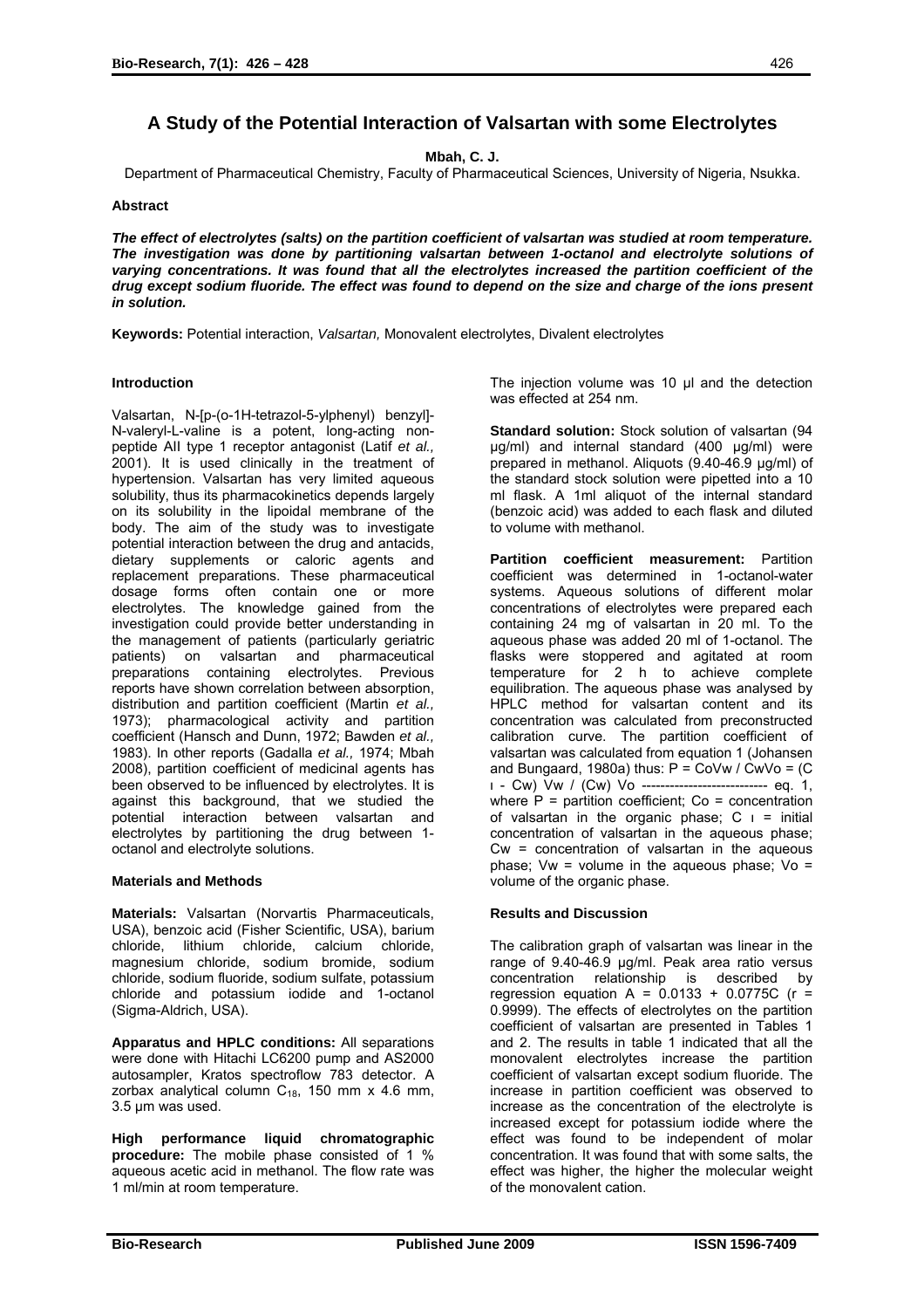# A Study of the Potential Interaction of Valsartan with some Electrolytes

**Mbah, C. J.**

Department of Pharmaceutical Chemistry, Faculty of Pharmaceutical Sciences, University of Nigeria, Nsukka.

### Abstract

***The effect of electrolytes (salts) on the partition coefficient of valsartan was studied at room temperature. The investigation was done by partitioning valsartan between 1-octanol and electrolyte solutions of varying concentrations. It was found that all the electrolytes increased the partition coefficient of the drug except sodium fluoride. The effect was found to depend on the size and charge of the ions present in solution.***

**Keywords:** Potential interaction, *Valsartan,* Monovalent electrolytes, Divalent electrolytes

### Introduction

Valsartan, N-[p-(o-1H-tetrazol-5-ylphenyl) benzyl]-N-valeryl-L-valine is a potent, long-acting non-peptide AII type 1 receptor antagonist (Latif *et al.,* 2001). It is used clinically in the treatment of hypertension. Valsartan has very limited aqueous solubility, thus its pharmacokinetics depends largely on its solubility in the lipoidal membrane of the body. The aim of the study was to investigate potential interaction between the drug and antacids, dietary supplements or caloric agents and replacement preparations. These pharmaceutical dosage forms often contain one or more electrolytes. The knowledge gained from the investigation could provide better understanding in the management of patients (particularly geriatric patients) on valsartan and pharmaceutical preparations containing electrolytes. Previous reports have shown correlation between absorption, distribution and partition coefficient (Martin *et al.,* 1973); pharmacological activity and partition coefficient (Hansch and Dunn, 1972; Bawden *et al.,* 1983). In other reports (Gadalla *et al.,* 1974; Mbah 2008), partition coefficient of medicinal agents has been observed to be influenced by electrolytes. It is against this background, that we studied the potential interaction between valsartan and electrolytes by partitioning the drug between 1-octanol and electrolyte solutions.

### Materials and Methods

**Materials:** Valsartan (Norvartis Pharmaceuticals, USA), benzoic acid (Fisher Scientific, USA), barium chloride, lithium chloride, calcium chloride, magnesium chloride, sodium bromide, sodium chloride, sodium fluoride, sodium sulfate, potassium chloride and potassium iodide and 1-octanol (Sigma-Aldrich, USA).

**Apparatus and HPLC conditions:** All separations were done with Hitachi LC6200 pump and AS2000 autosampler, Kratos spectroflow 783 detector. A zorbax analytical column $C_{18}$, 150 mm x 4.6 mm, 3.5 µm was used.

**High performance liquid chromatographic procedure:** The mobile phase consisted of 1 % aqueous acetic acid in methanol. The flow rate was 1 ml/min at room temperature.

The injection volume was 10 µl and the detection was effected at 254 nm.

**Standard solution:** Stock solution of valsartan (94 µg/ml) and internal standard (400 µg/ml) were prepared in methanol. Aliquots (9.40-46.9 µg/ml) of the standard stock solution were pipetted into a 10 ml flask. A 1ml aliquot of the internal standard (benzoic acid) was added to each flask and diluted to volume with methanol.

**Partition coefficient measurement:** Partition coefficient was determined in 1-octanol-water systems. Aqueous solutions of different molar concentrations of electrolytes were prepared each containing 24 mg of valsartan in 20 ml. To the aqueous phase was added 20 ml of 1-octanol. The flasks were stoppered and agitated at room temperature for 2 h to achieve complete equilibration. The aqueous phase was analysed by HPLC method for valsartan content and its concentration was calculated from preconstructed calibration curve. The partition coefficient of valsartan was calculated from equation 1 (Johansen and Bungaard, 1980a) thus: $P = C_oV_w / C_wV_o = (C_I - C_w) V_w / (C_w) V_o$ --------------------------- eq. 1, where P = partition coefficient; Co = concentration of valsartan in the organic phase; $C_I$ = initial concentration of valsartan in the aqueous phase; Cw = concentration of valsartan in the aqueous phase; Vw = volume in the aqueous phase; Vo = volume of the organic phase.

### Results and Discussion

The calibration graph of valsartan was linear in the range of 9.40-46.9 µg/ml. Peak area ratio versus concentration relationship is described by regression equation $A = 0.0133 + 0.0775C$ ($r = 0.9999$). The effects of electrolytes on the partition coefficient of valsartan are presented in Tables 1 and 2. The results in table 1 indicated that all the monovalent electrolytes increase the partition coefficient of valsartan except sodium fluoride. The increase in partition coefficient was observed to increase as the concentration of the electrolyte is increased except for potassium iodide where the effect was found to be independent of molar concentration. It was found that with some salts, the effect was higher, the higher the molecular weight of the monovalent cation.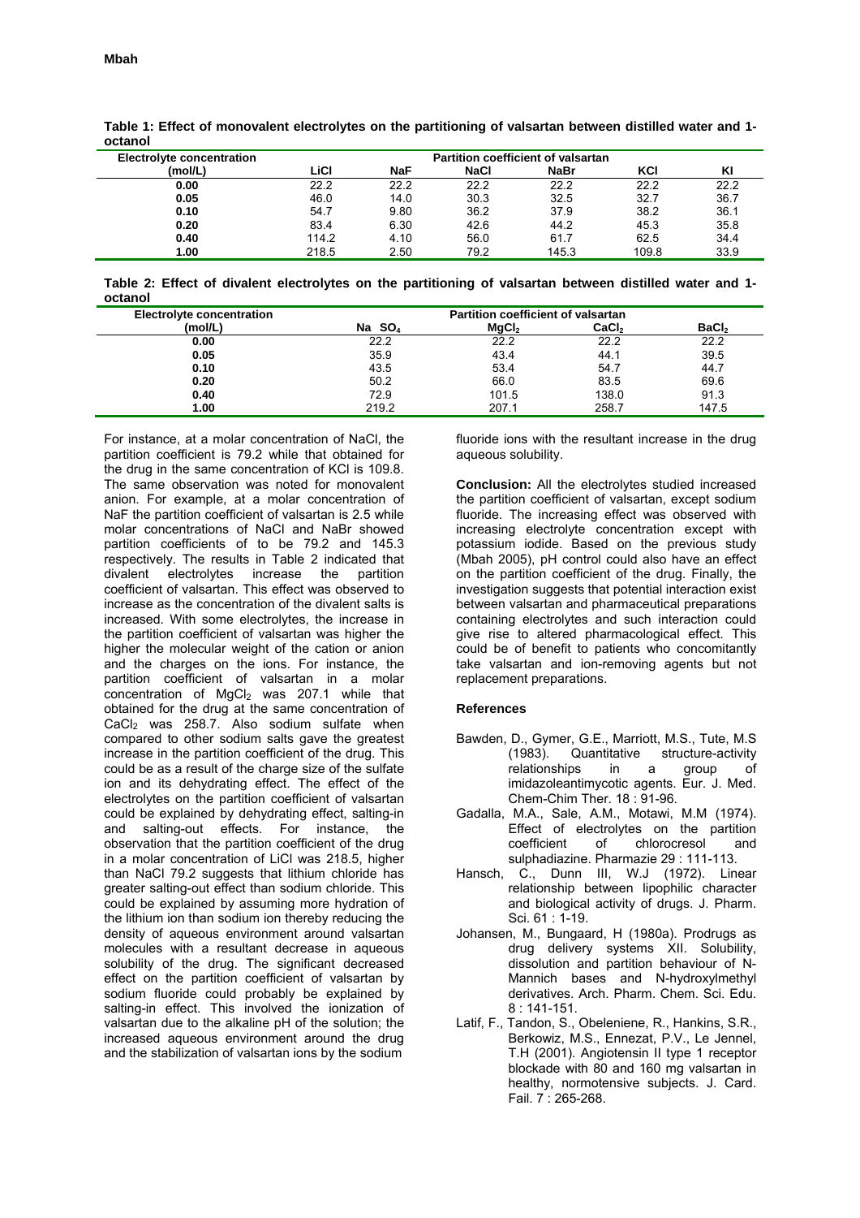**Table 1: Effect of monovalent electrolytes on the partitioning of valsartan between distilled water and 1-octanol**

| Electrolyte concentration | Partition coefficient of valsartan | | | | | |
|---|---|---|---|---|---|---|
| (mol/L) | LiCl | NaF | NaCl | NaBr | KCl | KI |
| **0.00** | 22.2 | 22.2 | 22.2 | 22.2 | 22.2 | 22.2 |
| **0.05** | 46.0 | 14.0 | 30.3 | 32.5 | 32.7 | 36.7 |
| **0.10** | 54.7 | 9.80 | 36.2 | 37.9 | 38.2 | 36.1 |
| **0.20** | 83.4 | 6.30 | 42.6 | 44.2 | 45.3 | 35.8 |
| **0.40** | 114.2 | 4.10 | 56.0 | 61.7 | 62.5 | 34.4 |
| **1.00** | 218.5 | 2.50 | 79.2 | 145.3 | 109.8 | 33.9 |

**Table 2: Effect of divalent electrolytes on the partitioning of valsartan between distilled water and 1-octanol**

| Electrolyte concentration | Partition coefficient of valsartan | | | |
|---|---|---|---|---|
| (mol/L) | $Na_2SO_4$ | $MgCl_2$ | $CaCl_2$ | $BaCl_2$ |
| **0.00** | 22.2 | 22.2 | 22.2 | 22.2 |
| **0.05** | 35.9 | 43.4 | 44.1 | 39.5 |
| **0.10** | 43.5 | 53.4 | 54.7 | 44.7 |
| **0.20** | 50.2 | 66.0 | 83.5 | 69.6 |
| **0.40** | 72.9 | 101.5 | 138.0 | 91.3 |
| **1.00** | 219.2 | 207.1 | 258.7 | 147.5 |

For instance, at a molar concentration of NaCl, the partition coefficient is 79.2 while that obtained for the drug in the same concentration of KCl is 109.8. The same observation was noted for monovalent anion. For example, at a molar concentration of NaF the partition coefficient of valsartan is 2.5 while molar concentrations of NaCl and NaBr showed partition coefficients of to be 79.2 and 145.3 respectively. The results in Table 2 indicated that divalent electrolytes increase the partition coefficient of valsartan. This effect was observed to increase as the concentration of the divalent salts is increased. With some electrolytes, the increase in the partition coefficient of valsartan was higher the higher the molecular weight of the cation or anion and the charges on the ions. For instance, the partition coefficient of valsartan in a molar concentration of $MgCl_2$ was 207.1 while that obtained for the drug at the same concentration of $CaCl_2$ was 258.7. Also sodium sulfate when compared to other sodium salts gave the greatest increase in the partition coefficient of the drug. This could be as a result of the charge size of the sulfate ion and its dehydrating effect. The effect of the electrolytes on the partition coefficient of valsartan could be explained by dehydrating effect, salting-in and salting-out effects. For instance, the observation that the partition coefficient of the drug in a molar concentration of LiCl was 218.5, higher than NaCl 79.2 suggests that lithium chloride has greater salting-out effect than sodium chloride. This could be explained by assuming more hydration of the lithium ion than sodium ion thereby reducing the density of aqueous environment around valsartan molecules with a resultant decrease in aqueous solubility of the drug. The significant decreased effect on the partition coefficient of valsartan by sodium fluoride could probably be explained by salting-in effect. This involved the ionization of valsartan due to the alkaline pH of the solution; the increased aqueous environment around the drug and the stabilization of valsartan ions by the sodium fluoride ions with the resultant increase in the drug aqueous solubility.

**Conclusion:** All the electrolytes studied increased the partition coefficient of valsartan, except sodium fluoride. The increasing effect was observed with increasing electrolyte concentration except with potassium iodide. Based on the previous study (Mbah 2005), pH control could also have an effect on the partition coefficient of the drug. Finally, the investigation suggests that potential interaction exist between valsartan and pharmaceutical preparations containing electrolytes and such interaction could give rise to altered pharmacological effect. This could be of benefit to patients who concomitantly take valsartan and ion-removing agents but not replacement preparations.

## References

- Bawden, D., Gymer, G.E., Marriott, M.S., Tute, M.S (1983). Quantitative structure-activity relationships in a group of imidazoleantimycotic agents. Eur. J. Med. Chem-Chim Ther. 18 : 91-96.
- Gadalla, M.A., Sale, A.M., Motawi, M.M (1974). Effect of electrolytes on the partition coefficient of chlorocresol and sulphadiazine. Pharmazie 29 : 111-113.
- Hansch, C., Dunn III, W.J (1972). Linear relationship between lipophilic character and biological activity of drugs. J. Pharm. Sci. 61 : 1-19.
- Johansen, M., Bungaard, H (1980a). Prodrugs as drug delivery systems XII. Solubility, dissolution and partition behaviour of N-Mannich bases and N-hydroxylmethyl derivatives. Arch. Pharm. Chem. Sci. Edu. 8 : 141-151.
- Latif, F., Tandon, S., Obeleniene, R., Hankins, S.R., Berkowiz, M.S., Ennezat, P.V., Le Jennel, T.H (2001). Angiotensin II type 1 receptor blockade with 80 and 160 mg valsartan in healthy, normotensive subjects. J. Card. Fail. 7 : 265-268.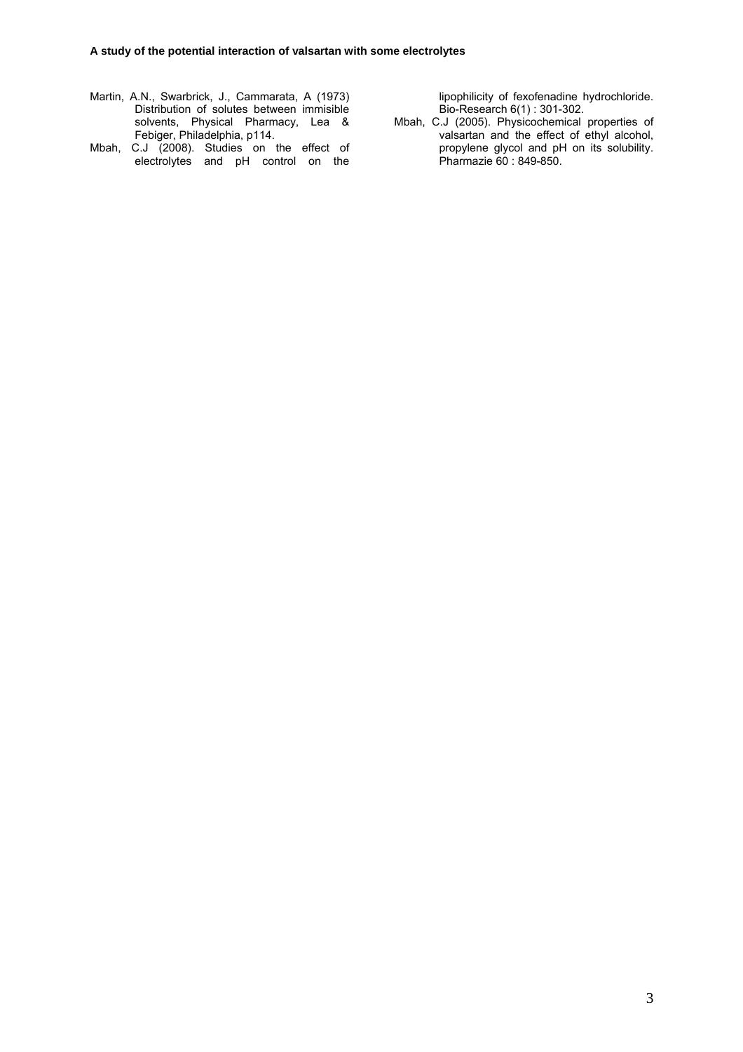Martin, A.N., Swarbrick, J., Cammarata, A (1973) Distribution of solutes between immisible solvents, Physical Pharmacy, Lea & Febiger, Philadelphia, p114.

Mbah, C.J (2008). Studies on the effect of electrolytes and pH control on the lipophilicity of fexofenadine hydrochloride. Bio-Research 6(1) : 301-302.

Mbah, C.J (2005). Physicochemical properties of valsartan and the effect of ethyl alcohol, propylene glycol and pH on its solubility. Pharmazie 60 : 849-850.